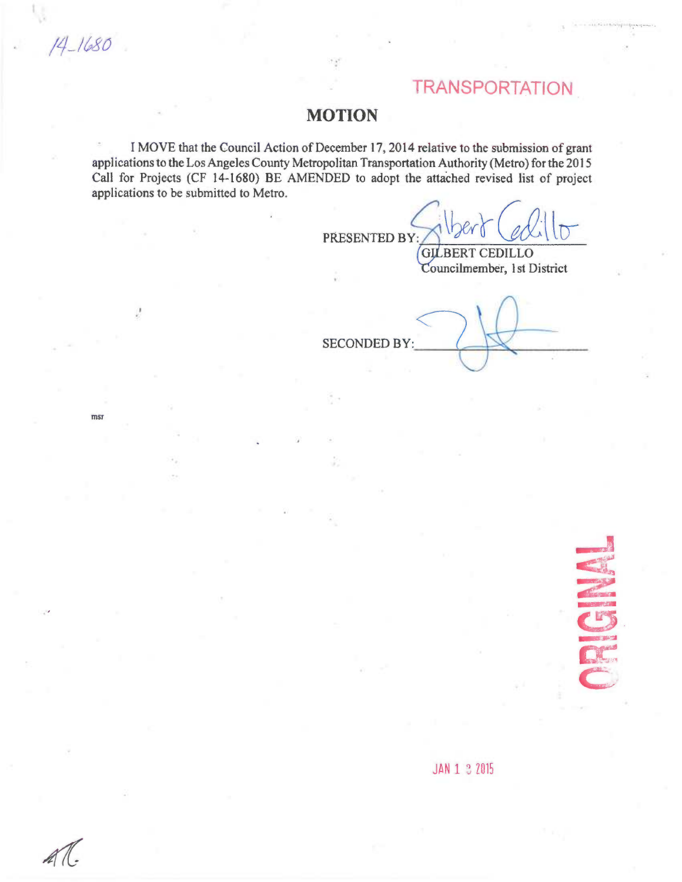14-1680

TRANSPORTATION

# MOTION

I MOVE that the Council Action of December 17, 2014 relative to the submission of grant applications to the Los Angeles County Metropolitan Transportation Authority (Metro) for the 2015 Call for Projects (CF 14-1680) BE AMENDED to adopt the attached revised list of project applications to be submitted to Metro.

PRESENTED BY: ______________________
GILBERT CEDILLO
Councilmember, 1st District

SECONDED BY: ______________________

msr

ORIGINAL

JAN 1 3 2015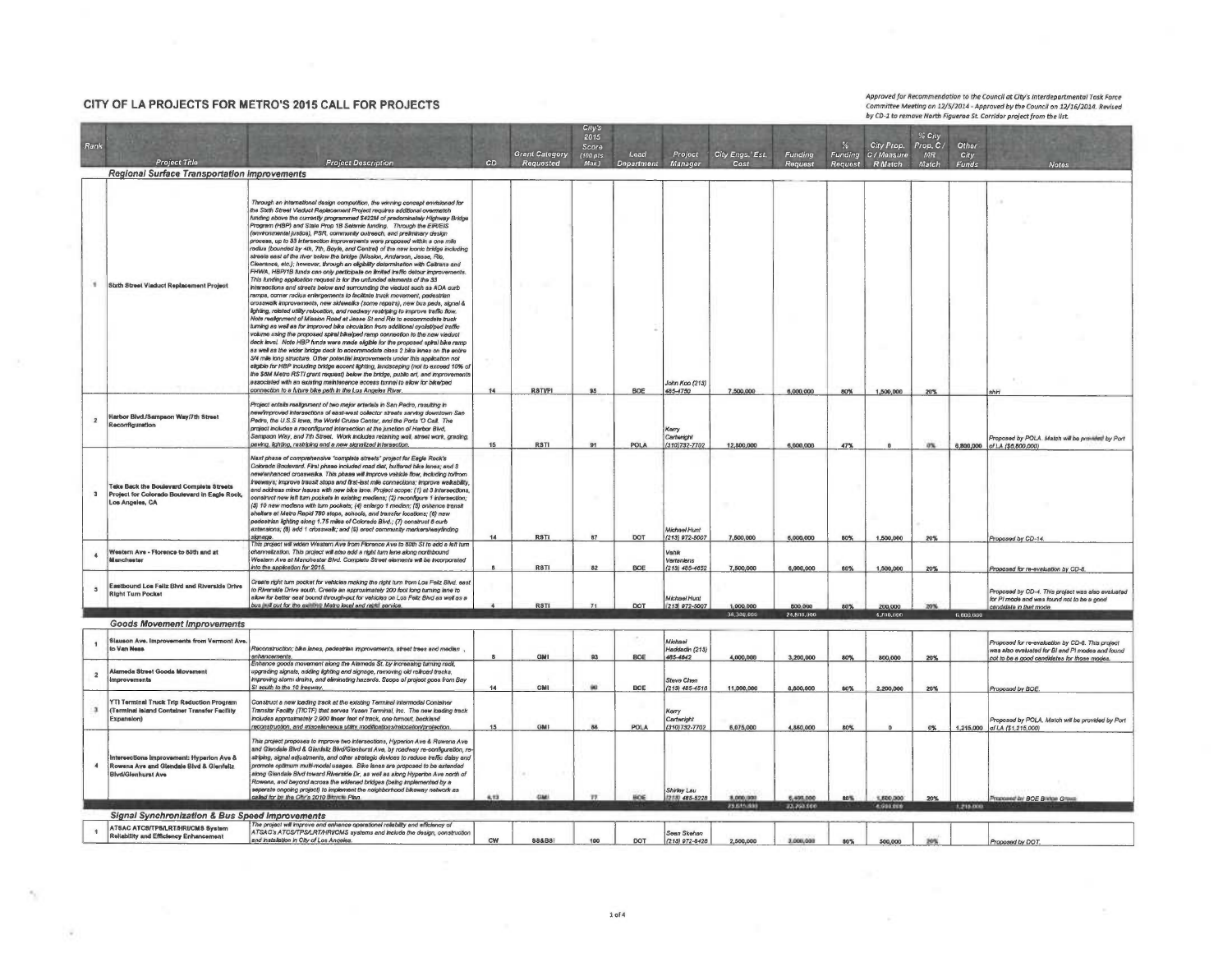# CITY OF LA PROJECTS FOR METRO'S 2015 CALL FOR PROJECTS

*Approved for Recommendation to the Council at City's Interdepartmental Task Force Committee Meeting on 12/5/2014 - Approved by the Council on 12/16/2014. Revised by CD-1 to remove North Figueroa St. Corridor project from the list.*

| Rank | Project Title | Project Description | CD | Grant Category Requested | City's 2015 Score (100 pts Max.) | Lead Department | Project Manager | City Engs.' Est. Cost | Funding Request | % Funding Request | City Prop. C / Measure R Match | % City Prop. C / MR Match | Other City Funds | Notes |
|---|---|---|---|---|---|---|---|---|---|---|---|---|---|---|
| **Regional Surface Transportation Improvements** | | | | | | | | | | | | | | |
| 1 | Sixth Street Viaduct Replacement Project | Through an international design competition, the winning concept envisioned for the Sixth Street Viaduct Replacement Project requires additional overmatch funding above the currently programmed $422M of predominately Highway Bridge Program (HBP) and State Prop 1B Seismic funding. Through the EIR/EIS (environmental justice), PSR, community outreach, and preliminary design process, up to 33 intersection improvements were proposed within a one mile radius (bounded by 4th, 7th, Boyle, and Central) of the new iconic bridge including streets east of the river below the bridge (Mission, Anderson, Jesse, Rio, Clarence, etc.); however, through an eligibility determination with Caltrans and FHWA, HBP/1B funds can only participate on limited traffic detour improvements. This funding application request is for the unfunded elements of the 33 intersections and streets below and surrounding the viaduct such as ADA curb ramps, corner radius enlargements to facilitate truck movement, pedestrian crosswalk improvements, new sidewalks (some repairs), new bus pads, signal & lighting, related utility relocation, and roadway restriping to improve traffic flow. Note realignment of Mission Road at Jesse St and Rio to accommodate truck turning as well as for improved bike circulation from additional cyclist/ped traffic volume using the proposed spiral bike/ped ramp connection to the new viaduct deck level. Note HBP funds were made eligible for the proposed spiral bike ramp as well as the wider bridge deck to accommodate class 2 bike lanes on the entire 3/4 mile long structure. Other potential improvements under this application not eligible for HBP including bridge accent lighting, landscaping (not to exceed 10% of the $6M Metro RSTI grant request) below the bridge, public art, and improvements associated with an existing maintenance access tunnel to allow for bike/ped connection to a future bike path in the Los Angeles River. | 14 | RSTI/PI | 95 | BOE | John Koo (213) 485-4750 | 7,500,000 | 6,000,000 | 80% | 1,500,000 | 20% | | shiri |
| 2 | Harbor Blvd./Sampson Way/7th Street Reconfiguration | Project entails realignment of two major arterials in San Pedro, resulting in new/improved intersections of east-west collector streets serving downtown San Pedro, the U.S.S Iowa, the World Cruise Center, and the Ports 'O Call. The project includes a reconfigured intersection at the junction of Harbor Blvd, Sampson Way, and 7th Street. Work includes retaining wall, street work, grading, paving, lighting, restriping and a new signalized intersection. | 15 | RSTI | 91 | POLA | Kerry Cartwright (310)732-7702 | 12,800,000 | 6,000,000 | 47% | 0 | 0% | 6,800,000 | Proposed by POLA. Match will be provided by Port of LA ($6,800,000) |
| 3 | Take Back the Boulevard Complete Streets Project for Colorado Boulevard in Eagle Rock, Los Angeles, CA | Next phase of comprehensive "complete streets" project for Eagle Rock's Colorado Boulevard. First phase included road diet, buffered bike lanes; and 8 new/enhanced crosswalks. This phase will improve vehicle flow, including to/from freeways; improve transit stops and first-last mile connections; improve walkability, and address minor issues with new bike lane. Project scope: (1) at 3 intersections, construct new left turn pockets in existing medians; (2) reconfigure 1 intersection; (3) 10 new medians with turn pockets; (4) enlarge 1 median; (5) enhance transit shelters at Metro Rapid 780 stops, schools, and transfer locations; (6) new pedestrian lighting along 1.75 miles of Colorado Blvd.; (7) construct 6 curb extensions; (8) add 1 crosswalk; and (9) erect community markers/wayfinding signage. | 14 | RSTI | 87 | DOT | Michael Hunt (213) 972-5007 | 7,500,000 | 6,000,000 | 80% | 1,500,000 | 20% | | Proposed by CD-14. |
| 4 | Western Ave - Florence to 80th and at Manchester | This project will widen Western Ave from Florence Ave to 80th St to add a left turn channelization. This project will also add a right turn lane along northbound Western Ave at Manchester Blvd. Complete Street elements will be incorporated into the application for 2015. | 8 | RSTI | 82 | BOE | Vahik Vartenians (213) 485-4652 | 7,500,000 | 6,000,000 | 80% | 1,500,000 | 20% | | Proposed for re-evaluation by CD-8. |
| 5 | Eastbound Los Feliz Blvd and Riverside Drive Right Turn Pocket | Create right turn pocket for vehicles making the right turn from Los Feliz Blvd. east to Riverside Drive south. Create an approximately 200 foot long turning lane to allow for better east bound through-put for vehicles on Los Feliz Blvd as well as a bus pull out for the existing Metro local and rapid service. | 4 | RSTI | 71 | DOT | Michael Hunt (213) 972-5007 | 1,000,000 | 800,000 | 80% | 200,000 | 20% | | Proposed by CD-4. This project was also evaluated for PI mode and was found not to be a good candidate in that mode. |
| | | | | | | | | 36,300,000 | 24,800,000 | | 4,700,000 | | 6,800,000 | |
| **Goods Movement Improvements** | | | | | | | | | | | | | | |
| 1 | Slauson Ave. Improvements from Vermont Ave. to Van Ness | Reconstruction; bike lanes, pedestrian improvements, street trees and median enhancements. | 8 | GMI | 93 | BOE | Michael Haddadin (213) 485-4842 | 4,000,000 | 3,200,000 | 80% | 800,000 | 20% | | Proposed for re-evaluation by CD-8. This project was also evaluated for BI and PI modes and found not to be a good candidates for those modes. |
| 2 | Alameda Street Goods Movement Improvements | Enhance goods movement along the Alameda St. by increasing turning radii, upgrading signals, adding lighting and signage, removing old railroad tracks, improving storm drains, and eliminating hazards. Scope of project goes from Bay St south to the 10 freeway. | 14 | GMI | 90 | BOE | Steve Chen (213) 485-4516 | 11,000,000 | 8,800,000 | 80% | 2,200,000 | 20% | | Proposed by BOE. |
| 3 | YTI Terminal Truck Trip Reduction Program (Terminal Island Container Transfer Facility Expansion) | Construct a new loading track at the existing Terminal Intermodal Container Transfer Facility (TICTF) that serves Yusen Terminal, Inc. The new loading track includes approximately 2,900 linear feet of track, one turnout, backland reconstruction, and miscellaneous utility modifications/relocation/protection. | 15 | GMI | 88 | POLA | Kerry Cartwright (310)732-7702 | 5,875,000 | 4,660,000 | 80% | 0 | 0% | 1,215,000 | Proposed by POLA. Match will be provided by Port of LA ($1,215,000) |
| 4 | Intersections Improvement: Hyperion Ave & Rowena Ave and Glendale Blvd & Glenfeliz Blvd/Glenhurst Ave | This project proposes to improve two intersections, Hyperion Ave & Rowena Ave and Glendale Blvd & Glenfeliz Blvd/Glenhurst Ave, by roadway re-configuration, re-striping, signal adjustments, and other strategic devices to reduce traffic delay and promote optimum multi-modal usages. Bike lanes are proposed to be extended along Glendale Blvd toward Riverside Dr, as well as along Hyperion Ave north of Rowena, and beyond across the widened bridges (being implemented by a separate ongoing project) to implement the neighborhood bikeway network as called for by the City's 2010 Bicycle Plan. | 4,13 | GMI | 77 | BOE | Shirley Lau (213) 485-5228 | 8,000,000 | 6,400,000 | 80% | 1,600,000 | 20% | | Proposed by BOE Bridge Group |
| | | | | | | | | 28,875,000 | 23,060,000 | | 4,600,000 | | 1,215,000 | |
| **Signal Synchronization & Bus Speed Improvements** | | | | | | | | | | | | | | |
| 1 | ATSAC ATCS/TPS/LRT/HRI/CMS System Reliability and Efficiency Enhancement | The project will improve and enhance operational reliability and efficiency of ATSAC's ATCS/TPS/LRT/HRI/CMS systems and include the design, construction and installation in City of Los Angeles. | CW | SS&BSI | 100 | DOT | Sean Skehan (213) 972-8426 | 2,500,000 | 2,000,000 | 80% | 500,000 | 20% | | Proposed by DOT. |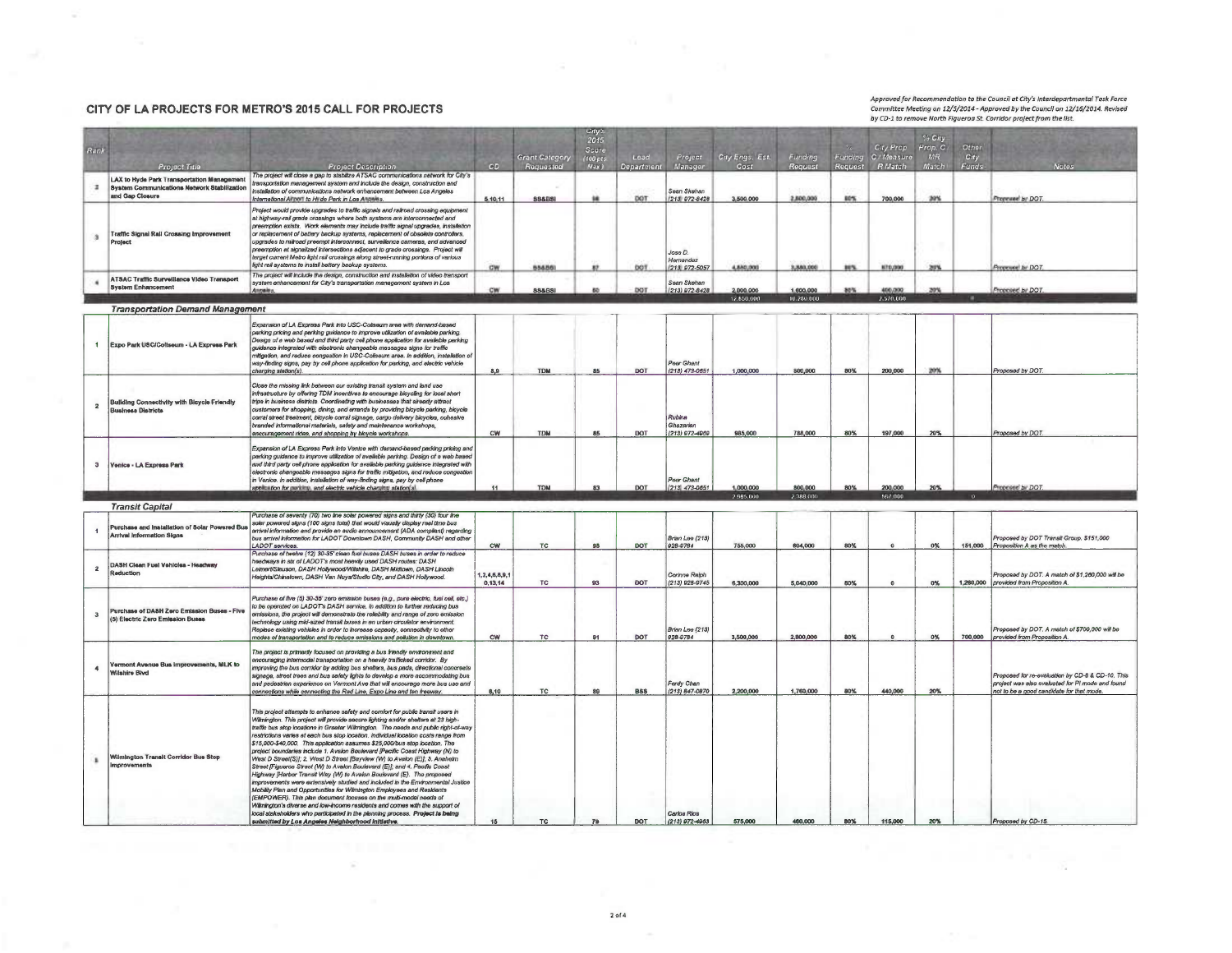## CITY OF LA PROJECTS FOR METRO'S 2015 CALL FOR PROJECTS

*Approved for Recommendation to the Council at City's Interdepartmental Task Force Committee Meeting on 12/5/2014 - Approved by the Council on 12/16/2014. Revised by CD-1 to remove North Figueroa St. Corridor project from the list.*

| Rank | Project Title | Project Description | CD | Grant Category Requested | City's 2015 Score (100 pts Max) | Lead Department | Project Manager | City Engr. Est. Cost | Funding Request | % Funding Request | City Prop C / Measure R Match | % City Prop. C MR Match | Other City Funds | Notes |
|---|---|---|---|---|---|---|---|---|---|---|---|---|---|---|
| 2 | LAX to Hyde Park Transportation Management System Communications Network Stabilization and Gap Closure | The project will close a gap to stabilize ATSAC communications network for City's transportation management system and include the design, construction and installation of communications network enhancement between Los Angeles International Airport to Hyde Park in Los Angeles. | 8,10,11 | SS&BSI | 88 | DOT | Sean Skehan (213) 972-8428 | 3,500,000 | 2,800,000 | 80% | 700,000 | 20% | | Proposed by DOT. |
| 3 | Traffic Signal Rail Crossing Improvement Project | Project would provide upgrades to traffic signals and railroad crossing equipment at highway-rail grade crossings where both systems are interconnected and preemption exists. Work elements may include traffic signal upgrades, installation or replacement of battery backup systems, replacement of obsolete controllers, upgrades to railroad preempt interconnect, surveillance cameras, and advanced preemption at signalized intersections adjacent to grade crossings. Project will target current Metro light rail crossings along street-running portions of various light rail systems to install battery backup systems. | CW | SS&BSI | 87 | DOT | Jose D. Hernandez (213) 972-5057 | 4,850,000 | 3,880,000 | 80% | 970,000 | 20% | | Proposed by DOT. |
| 4 | ATSAC Traffic Surveillance Video Transport System Enhancement | The project will include the design, construction and installation of video transport system enhancement for City's transportation management system in Los Angeles. | CW | SS&BSI | 80 | DOT | Sean Skehan (213) 972-8428 | 2,000,000 | 1,600,000 | 80% | 400,000 | 20% | | Proposed by DOT. |
| | | | | | | | | 12,850,000 | 10,280,000 | | 2,570,000 | | 0 | |
| | ***Transportation Demand Management*** | | | | | | | | | | | | | |
| 1 | Expo Park USC/Coliseum - LA Express Park | Expansion of LA Express Park into USC-Coliseum area with demand-based parking pricing and parking guidance to improve utilization of available parking. Design of a web based and third party cell phone application for available parking guidance integrated with electronic changeable messages signs for traffic mitigation, and reduce congestion in USC-Coliseum area. In addition, installation of way-finding signs, pay by cell phone application for parking, and electric vehicle charging station(s). | 8,9 | TDM | 85 | DOT | Peer Ghent (213) 473-0651 | 1,000,000 | 800,000 | 80% | 200,000 | 20% | | Proposed by DOT. |
| 2 | Building Connectivity with Bicycle Friendly Business Districts | Close the missing link between our existing transit system and land use infrastructure by offering TDM incentives to encourage bicycling for local short trips in business districts. Coordinating with businesses that already attract customers for shopping, dining, and errands by providing bicycle parking, bicycle corral street treatment, bicycle corral signage, cargo delivery bicycles, cohesive branded informational materials, safety and maintenance workshops, encouragement rides, and shopping by bicycle workshops. | CW | TDM | 85 | DOT | Rubina Ghazarian (213) 972-4969 | 985,000 | 788,000 | 80% | 197,000 | 20% | | Proposed by DOT. |
| 3 | Venice - LA Express Park | Expansion of LA Express Park into Venice with demand-based parking pricing and parking guidance to improve utilization of available parking. Design of a web based and third party cell phone application for available parking guidance integrated with electronic changeable messages signs for traffic mitigation, and reduce congestion in Venice. In addition, installation of way-finding signs, pay by cell phone application for parking, and electric vehicle charging station(s). | 11 | TDM | 83 | DOT | Peer Ghent (213) 473-0651 | 1,000,000 | 800,000 | 80% | 200,000 | 20% | | Proposed by DOT. |
| | | | | | | | | 2,985,000 | 2,388,000 | | 597,000 | | 0 | |
| | ***Transit Capital*** | | | | | | | | | | | | | |
| 1 | Purchase and Installation of Solar Powered Bus Arrival Information Signs | Purchase of seventy (70) two line solar powered signs and thirty (30) four line solar powered signs (100 signs total) that would visually display real time bus arrival information and provide an audio announcement (ADA compliant) regarding bus arrival information for LADOT Downtown DASH, Community DASH and other LADOT services. | CW | TC | 95 | DOT | Brian Lee (213) 928-9784 | 755,000 | 604,000 | 80% | 0 | 0% | 151,000 | Proposed by DOT Transit Group. $151,000 Proposition A as the match. |
| 2 | DASH Clean Fuel Vehicles - Headway Reduction | Purchase of twelve (12) 30-35' clean fuel buses DASH buses in order to reduce headways in six of LADOT's most heavily used DASH routes: DASH Leimert/Slauson, DASH Hollywood/Wilshire, DASH Midtown, DASH Lincoln Heights/Chinatown, DASH Van Nuys/Studio City, and DASH Hollywood. | 1,2,4,6,8,9,10,13,14 | TC | 93 | DOT | Corinne Ralph (213) 928-9745 | 6,300,000 | 5,040,000 | 80% | 0 | 0% | 1,260,000 | Proposed by DOT. A match of $1,260,000 will be provided from Proposition A. |
| 3 | Purchase of DASH Zero Emission Buses - Five (5) Electric Zero Emission Buses | Purchase of five (5) 30-35' zero emission buses (e.g., pure electric, fuel cell, etc.) to be operated on LADOT's DASH service. In addition to further reducing bus emissions, the project will demonstrate the reliability and range of zero emission technology using mid-sized transit buses in an urban circulator environment. Replace existing vehicles in order to increase capacity, connectivity to other modes of transportation and to reduce emissions and pollution in downtown. | CW | TC | 91 | DOT | Brian Lee (213) 928-9784 | 3,500,000 | 2,800,000 | 80% | 0 | 0% | 700,000 | Proposed by DOT. A match of $700,000 will be provided from Proposition A. |
| 4 | Vermont Avenue Bus Improvements, MLK to Wilshire Blvd | The project is primarily focused on providing a bus friendly environment and encouraging intermodal transportation on a heavily trafficked corridor. By improving the bus corridor by adding bus shelters, bus pads, directional concrete signage, street trees and bus safety lights to develop a more accommodating bus and pedestrian experience on Vermont Ave that will encourage more bus use and connections while connecting the Red Line, Expo Line and ten freeway. | 8,10 | TC | 89 | BSS | Ferdy Chan (213) 847-0870 | 2,200,000 | 1,760,000 | 80% | 440,000 | 20% | | Proposed for re-evaluation by CD-8 & CD-10. This project was also evaluated for PI mode and found not to be a good candidate for that mode. |
| 5 | Wilmington Transit Corridor Bus Stop Improvements | This project attempts to enhance safety and comfort for public transit users in Wilmington. This project will provide secure lighting and/or shelters at 23 high-traffic bus stop locations in Greater Wilmington. The needs and public right-of-way restrictions varies at each bus stop location. Individual location costs range from $15,000-$40,000. This application assumes $25,000/bus stop location. The project boundaries include 1. Avalon Boulevard [Pacific Coast Highway (N) to West D Street(S)]; 2. West D Street [Bayview (W) to Avalon (E)]; 3. Anaheim Street [Figueroa Street (W) to Avalon Boulevard (E)]; and 4. Pacific Coast Highway [Harbor Transit Way (W) to Avalon Boulevard (E). The proposed improvements were extensively studied and included in the Environmental Justice Mobility Plan and Opportunities for Wilmington Employees and Residents (EMPOWER). This plan document focuses on the multi-modal needs of Wilmington's diverse and low-income residents and comes with the support of local stakeholders who participated in the planning process. **Project is being submitted by Los Angeles Neighborhood Initiative.** | 15 | TC | 79 | DOT | Carlos Rios (213) 972-4963 | 575,000 | 460,000 | 80% | 115,000 | 20% | | Proposed by CD-15. |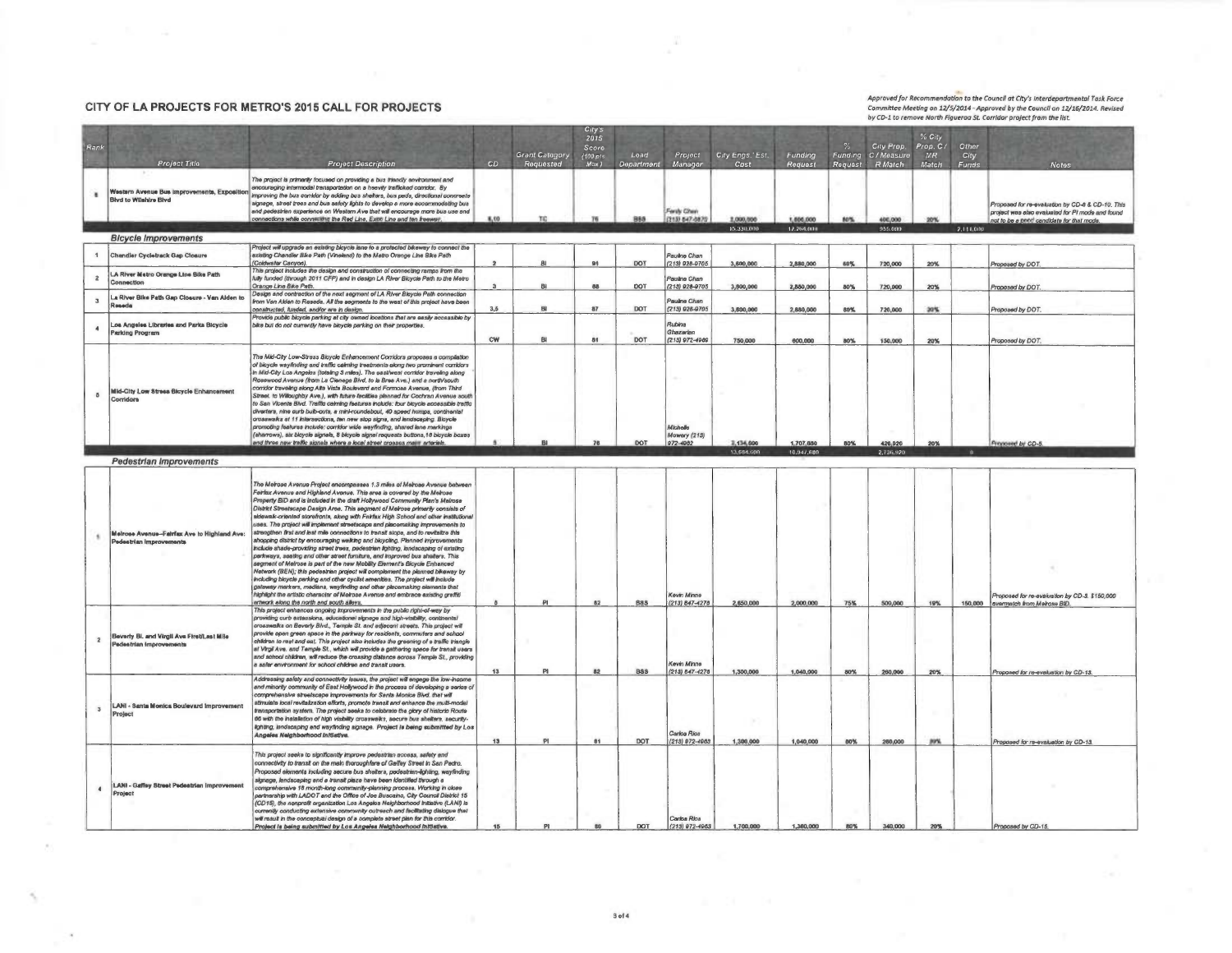# CITY OF LA PROJECTS FOR METRO'S 2015 CALL FOR PROJECTS

*Approved for Recommendation to the Council at City's Interdepartmental Task Force Committee Meeting on 12/5/2014 - Approved by the Council on 12/16/2014. Revised by CD-1 to remove North Figueroa St. Corridor project from the list.*

| Rank | Project Title | Project Description | CD | Grant Category Requested | City's 2015 Score (100 pts Max) | Lead Department | Project Manager | City Engr.'s Est. Cost | Funding Request | % Funding Request | City Prop. C / Measure R Match | % City Prop. C / MR Match | Other City Funds | Notes |
|---|---|---|---|---|---|---|---|---|---|---|---|---|---|---|
| 8 | Western Avenue Bus Improvements, Exposition Blvd to Wilshire Blvd | The project is primarily focused on providing a bus friendly environment and encouraging intermodal transportation on a heavily trafficked corridor. By improving the bus corridor by adding bus shelters, bus pads, directional concrete signage, street trees and bus safety lights to develop a more accommodating bus and pedestrian experience on Western Ave that will encourage more bus use and connections while connecting the Red Line, Expo Line and ten freeway. | 8,10 | TC | 75 | BSS | Ferdy Chan (213) 847-0870 | 2,000,000 | 1,600,000 | 80% | 400,000 | 20% | | Proposed for re-evaluation by CD-8 & CD-10. This project was also evaluated for PI mode and found not to be a good candidate for that mode. |
| | | | | | | | | 15,330,000 | 12,264,000 | | 955,000 | | 2,111,000 | |
| | **Bicycle Improvements** | | | | | | | | | | | | | |
| 1 | Chandler Cycletrack Gap Closure | Project will upgrade an existing bicycle lane to a protected bikeway to connect the existing Chandler Bike Path (Vineland) to the Metro Orange Line Bike Path (Coldwater Canyon). | 2 | BI | 91 | DOT | Pauline Chan (213) 928-9705 | 3,600,000 | 2,880,000 | 80% | 720,000 | 20% | | Proposed by DOT. |
| 2 | LA River Metro Orange Line Bike Path Connection | This project includes the design and construction of connecting ramps from the fully funded (through 2011 CFP) and in design LA River Bicycle Path to the Metro Orange Line Bike Path. | 3 | BI | 88 | DOT | Pauline Chan (213) 928-9705 | 3,600,000 | 2,880,000 | 80% | 720,000 | 20% | | Proposed by DOT. |
| 3 | La River Bike Path Gap Closure - Van Alden to Reseda | Design and contraction of the next segment of LA River Bicycle Path connection from Van Alden to Reseda. All the segments to the west of this project have been constructed, funded, and/or are in design. | 3,5 | BI | 87 | DOT | Pauline Chan (213) 928-9705 | 3,600,000 | 2,880,000 | 80% | 720,000 | 20% | | Proposed by DOT. |
| 4 | Los Angeles Libraries and Parks Bicycle Parking Program | Provide public bicycle parking at city owned locations that are easily accessible by bike but do not currently have bicycle parking on their properties. | CW | BI | 81 | DOT | Rubina Ghazarian (213) 972-4969 | 750,000 | 600,000 | 80% | 150,000 | 20% | | Proposed by DOT. |
| 5 | Mid-City Low Stress Bicycle Enhancement Corridors | The Mid-City Low-Stress Bicycle Enhancement Corridors proposes a compilation of bicycle wayfinding and traffic calming treatments along two prominent corridors in Mid-City Los Angeles (totaling 3 miles). The east/west corridor traveling along Rosewood Avenue (from La Cienega Blvd. to la Brea Ave.) and a north/south corridor traveling along Alta Vista Boulevard and Formosa Avenue, (from Third Street. to Willoughby Ave.), with future facilities planned for Cochran Avenue south to San Vicente Blvd. Traffic calming features include: four bicycle accessible traffic diverters, nine curb bulb-outs, a mini-roundabout, 40 speed humps, continental crosswalks at 11 intersections, ten new stop signs, and landscaping. Bicycle promoting features include: corridor wide wayfinding, shared lane markings (sharrows), six bicycle signals, 8 bicycle signal requests buttons, 16 bicycle boxes and three new traffic signals where a local street crosses major arterials. | 5 | BI | 78 | DOT | Michelle Mowery (213) 972-4962 | 2,134,600 | 1,707,680 | 80% | 426,920 | 20% | | Proposed by CD-5. |
| | | | | | | | | 13,684,600 | 10,947,680 | | 2,736,920 | | 0 | |
| | **Pedestrian Improvements** | | | | | | | | | | | | | |
| 1 | Melrose Avenue--Fairfax Ave to Highland Ave: Pedestrian Improvements | The Melrose Avenue Project encompasses 1.3 miles of Melrose Avenue between Fairfax Avenue and Highland Avenue. This area is covered by the Melrose Property BID and is included in the draft Hollywood Community Plan's Melrose District Streetscape Design Area. This segment of Melrose primarily consists of sidewalk-oriented storefronts, along with Fairfax High School and other institutional uses. The project will implement streetscape and placemaking improvements to strengthen first and last mile connections to transit stops, and to revitalize this shopping district by encouraging walking and bicycling. Planned improvements include shade-providing street trees, pedestrian lighting, landscaping of existing parkways, seating and other street furniture, and improved bus shelters. This segment of Melrose is part of the new Mobility Element's Bicycle Enhanced Network (BEN); this pedestrian project will complement the planned bikeway by including bicycle parking and other cyclist amenities. The project will include gateway markers, medians, wayfinding and other placemaking elements that highlight the artistic character of Melrose Avenue and embrace existing graffiti artwork along the north and south alleys. | 5 | PI | 82 | BSS | Kevin Minne (213) 847-4278 | 2,650,000 | 2,000,000 | 75% | 500,000 | 19% | 150,000 | Proposed for re-evaluation by CD-5. $150,000 overmatch from Melrose BID. |
| 2 | Beverly Bl. and Virgil Ave First/Last Mile Pedestrian Improvements | This project enhances ongoing improvements in the public right-of-way by providing curb extensions, educational signage and high-visibility, continental crosswalks on Beverly Blvd., Temple St. and adjacent streets. This project will provide open green space in the parkway for residents, commuters and school children to rest and eat. This project also includes the greening of a traffic triangle at Virgil Ave. and Temple St., which will provide a gathering space for transit users and school children, will reduce the crossing distance across Temple St., providing a safer environment for school children and transit users. | 13 | PI | 82 | BSS | Kevin Minne (213) 847-4278 | 1,300,000 | 1,040,000 | 80% | 260,000 | 20% | | Proposed for re-evaluation by CD-13. |
| 3 | LANI - Santa Monica Boulevard Improvement Project | Addressing safety and connectivity issues, the project will engage the low-income and minority community of East Hollywood in the process of developing a series of comprehensive streetscape improvements for Santa Monica Blvd. that will stimulate local revitalization efforts, promote transit and enhance the multi-modal transportation system. The project seeks to celebrate the glory of historic Route 66 with the installation of high visibility crosswalks, secure bus shelters, security-lighting, landscaping and wayfinding signage. Project is being submitted by Los Angeles Neighborhood Initiative. | 13 | PI | 81 | DOT | Carlos Rios (213) 972-4963 | 1,300,000 | 1,040,000 | 80% | 260,000 | 20% | | Proposed for re-evaluation by CD-13. |
| 4 | LANI - Gaffey Street Pedestrian Improvement Project | This project seeks to significantly improve pedestrian access, safety and connectivity to transit on the main thoroughfare of Gaffey Street in San Pedro. Proposed elements including secure bus shelters, pedestrian-lighting, wayfinding signage, landscaping and a transit plaza have been identified through a comprehensive 18 month-long community-planning process. Working in close partnership with LADOT and the Office of Joe Buscaino, City Council District 15 (CD15), the nonprofit organization Los Angeles Neighborhood Initiative (LANI) is currently conducting extensive community outreach and facilitating dialogue that will result in the conceptual design of a complete street plan for this corridor. Project is being submitted by Los Angeles Neighborhood Initiative. | 15 | PI | 80 | DOT | Carlos Rios (213) 972-4963 | 1,700,000 | 1,360,000 | 80% | 340,000 | 20% | | Proposed by CD-15. |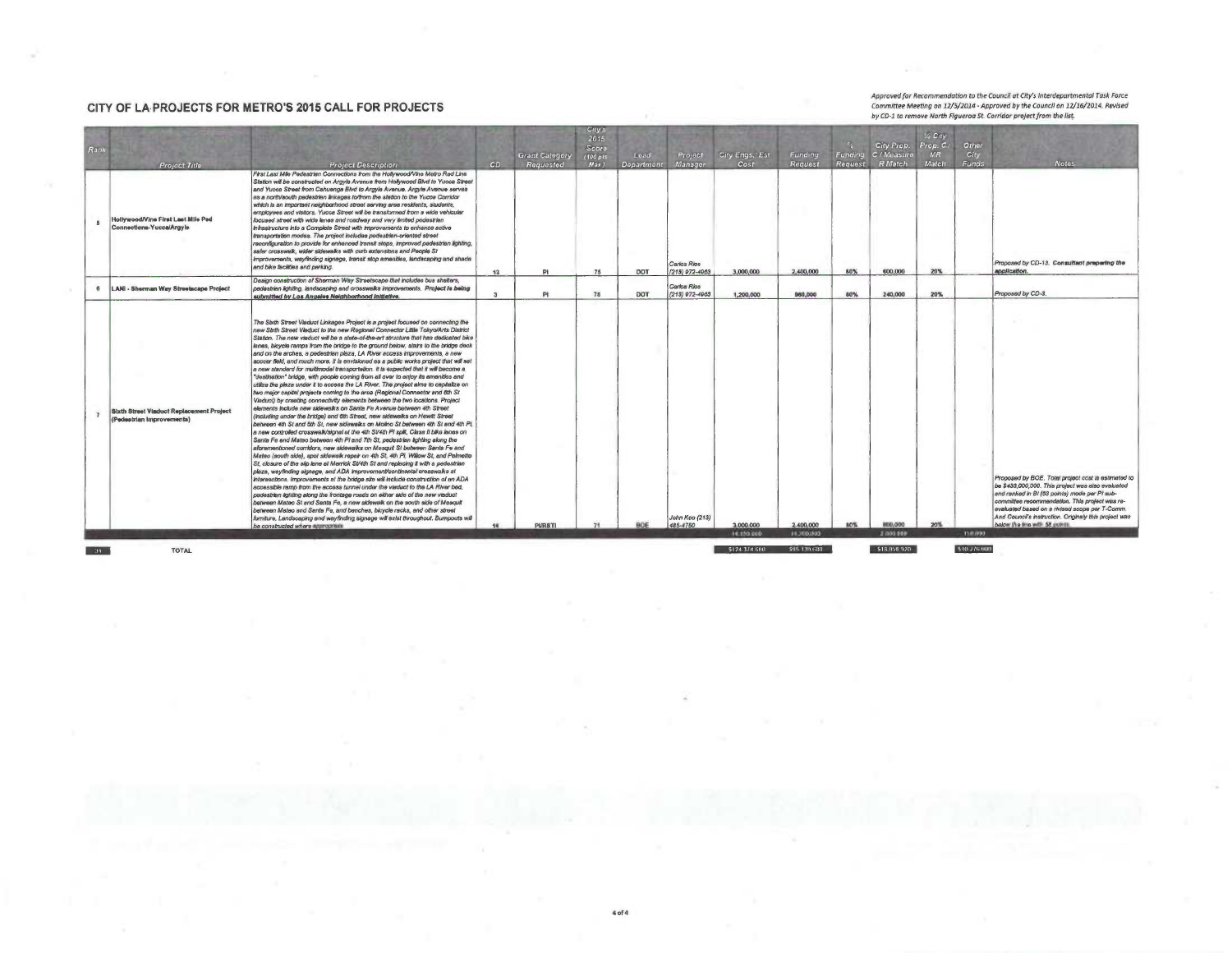## CITY OF LA PROJECTS FOR METRO'S 2015 CALL FOR PROJECTS

*Approved for Recommendation to the Council at City's Interdepartmental Task Force Committee Meeting on 12/3/2014 - Approved by the Council on 12/16/2014. Revised by CD-1 to remove North Figueroa St. Corridor project from the list.*

| Rank | Project Title | Project Description | CD | Grant Category Requested | City's 2015 Score (100 pts Max) | Lead Department | Project Manager | City Engs. Est Cost | Funding Request | % Funding Request | City Prop. C / Measure R Match | % City Prop. C/ MR Match | Other City Funds | Notes |
|---|---|---|---|---|---|---|---|---|---|---|---|---|---|---|
| 5 | Hollywood/Vine First Last Mile Ped Connections-Yucca/Argyle | First Last Mile Pedestrian Connections from the Hollywood/Vine Metro Red Line Station will be constructed on Argyle Avenue from Hollywood Blvd to Yucca Street and Yucca Street from Cahuenga Blvd to Argyle Avenue. Argyle Avenue serves as a north/south pedestrian linkages to/from the station to the Yucca Corridor which is an important neighborhood street serving area residents, students, employees and visitors. Yucca Street will be transformed from a wide vehicular focused street with wide lanes and roadway and very limited pedestrian infrastructure into a Complete Street with improvements to enhance active transportation modes. The project includes pedestrian-oriented street reconfiguration to provide for enhanced transit stops, improved pedestrian lighting, safer crosswalk, wider sidewalks with curb extensions and People St improvements, wayfinding signage, transit stop amenities, landscaping and shade and bike facilities and parking. | 13 | PI | 75 | DOT | Carlos Rios (213) 972-4963 | 3,000,000 | 2,400,000 | 80% | 600,000 | 20% | | Proposed by CD-13. Consultant preparing the application. |
| 6 | LANI - Sherman Way Streetscape Project | Design construction of Sherman Way Streetscape that includes bus shelters, pedestrian lighting, landscaping and crosswalks improvements. Project is being submitted by Los Angeles Neighborhood Initiative. | 3 | PI | 75 | DOT | Carlos Rios (213) 972-4963 | 1,200,000 | 960,000 | 80% | 240,000 | 20% | | Proposed by CD-3. |
| 7 | Sixth Street Viaduct Replacement Project (Pedestrian Improvements) | The Sixth Street Viaduct Linkages Project is a project focused on connecting the new Sixth Street Viaduct to the new Regional Connector Little Tokyo/Arts District Station. The new viaduct will be a state-of-the-art structure that has dedicated bike lanes, bicycle ramps from the bridge to the ground below, stairs to the bridge deck and on the arches, a pedestrian plaza, LA River access improvements, a new soccer field, and much more. It is envisioned as a public works project that will set a new standard for multimodal transportation. It is expected that it will become a "destination" bridge, with people coming from all over to enjoy its amenities and utilize the plaza under it to access the LA River. The project aims to capitalize on two major capital projects coming to the area (Regional Connector and 6th St Viaduct) by creating connectivity elements between the two locations. Project elements include new sidewalks on Santa Fe Avenue between 4th Street (including under the bridge) and 6th Street, new sidewalks on Hewitt Street between 4th St and 5th St, new sidewalks on Molino St between 4th St and 4th Pl, a new controlled crosswalk/signal at the 4th St/4th Pl split, Class II bike lanes on Santa Fe and Mateo between 4th Pl and 7th St, pedestrian lighting along the aforementioned corridors, new sidewalks on Mesquit St between Santa Fe and Mateo (south side), spot sidewalk repair on 4th St, 4th Pl, Willow St, and Palmetto St, closure of the slip lane at Merrick St/4th St and replacing it with a pedestrian plaza, wayfinding signage, and ADA improvement/continental crosswalks at intersections. Improvements at the bridge site will include construction of an ADA accessible ramp from the access tunnel under the viaduct to the LA River bed, pedestrian lighting along the frontage roads on either side of the new viaduct between Mateo St and Santa Fe, a new sidewalk on the south side of Mesquit between Mateo and Santa Fe, and benches, bicycle racks, and other street furniture. Landscaping and wayfinding signage will exist throughout. Bumpouts will be constructed where appropriate. | 14 | PI/BSTI | 71 | BOE | John Koo (213) 485-4750 | 3,000,000 | 2,400,000 | 80% | 600,000 | 20% | | Proposed by BOE. Total project cost is estimated to be $433,000,000. This project was also evaluated and ranked in BI (53 points) mode per PI sub-committee recommendation. This project was re-evaluated based on a revised scope per T-Comm. And Council's instruction. Originaly this project was below the line with 58 points. |
| | | | | | | | | 14,150,000 | 11,320,000 | | 2,830,000 | | 110,000 | |
| 34 | TOTAL | | | | | | | $174,374,600 | $95,139,680 | | $18,958,920 | | $10,270,000 | |